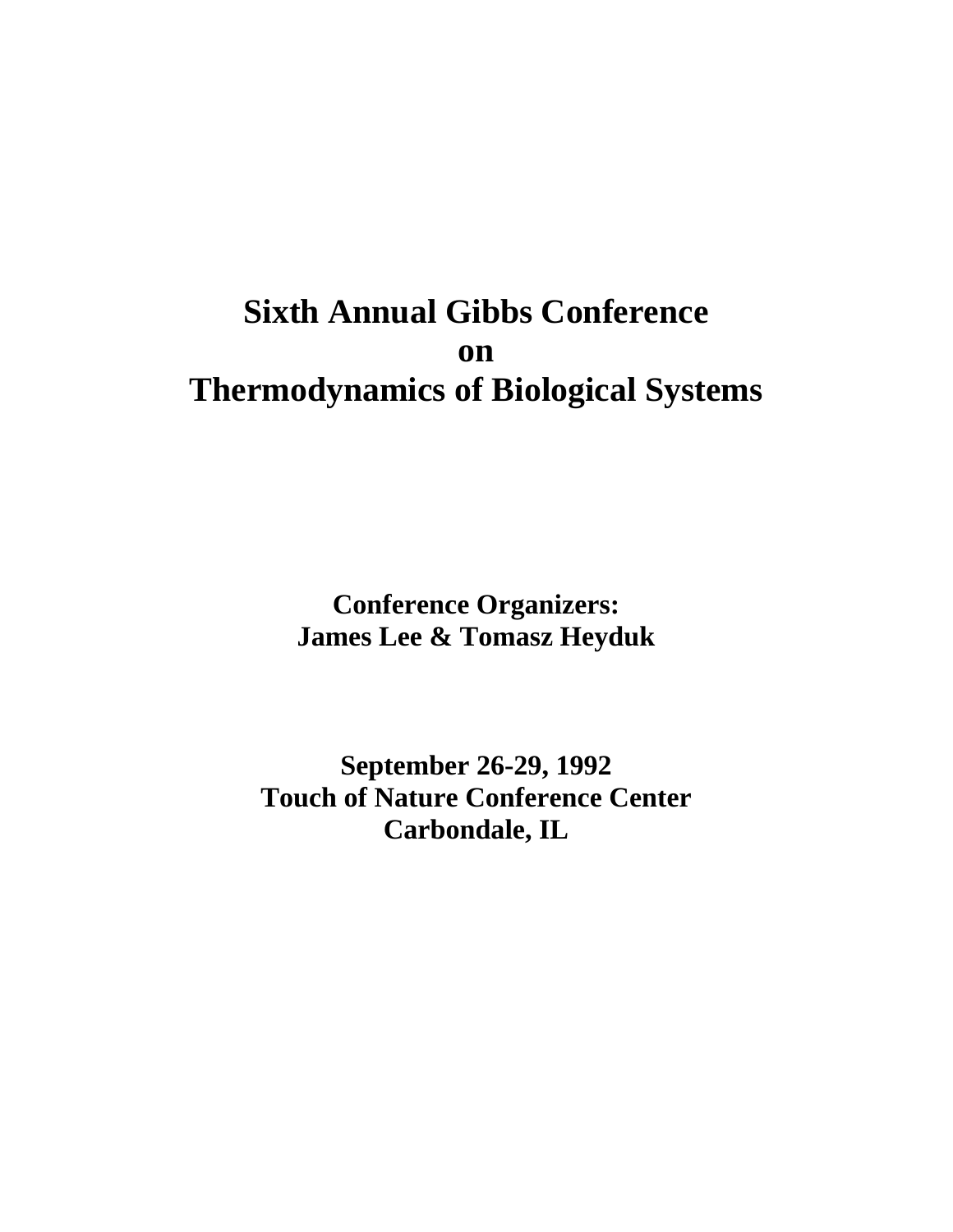# Sixth Annual Gibbs Conference on Thermodynamics of Biological Systems

**Conference Organizers:**
**James Lee & Tomasz Heyduk**

**September 26-29, 1992**
**Touch of Nature Conference Center**
**Carbondale, IL**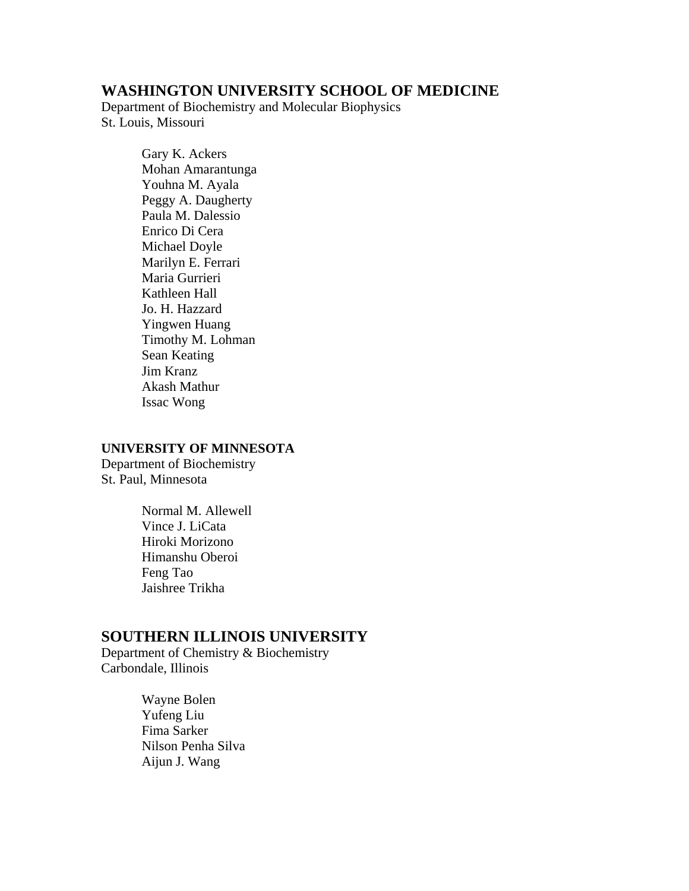## WASHINGTON UNIVERSITY SCHOOL OF MEDICINE

Department of Biochemistry and Molecular Biophysics
St. Louis, Missouri

- Gary K. Ackers
- Mohan Amarantunga
- Youhna M. Ayala
- Peggy A. Daugherty
- Paula M. Dalessio
- Enrico Di Cera
- Michael Doyle
- Marilyn E. Ferrari
- Maria Gurrieri
- Kathleen Hall
- Jo. H. Hazzard
- Yingwen Huang
- Timothy M. Lohman
- Sean Keating
- Jim Kranz
- Akash Mathur
- Issac Wong

### UNIVERSITY OF MINNESOTA

Department of Biochemistry
St. Paul, Minnesota

- Normal M. Allewell
- Vince J. LiCata
- Hiroki Morizono
- Himanshu Oberoi
- Feng Tao
- Jaishree Trikha

## SOUTHERN ILLINOIS UNIVERSITY

Department of Chemistry & Biochemistry
Carbondale, Illinois

- Wayne Bolen
- Yufeng Liu
- Fima Sarker
- Nilson Penha Silva
- Aijun J. Wang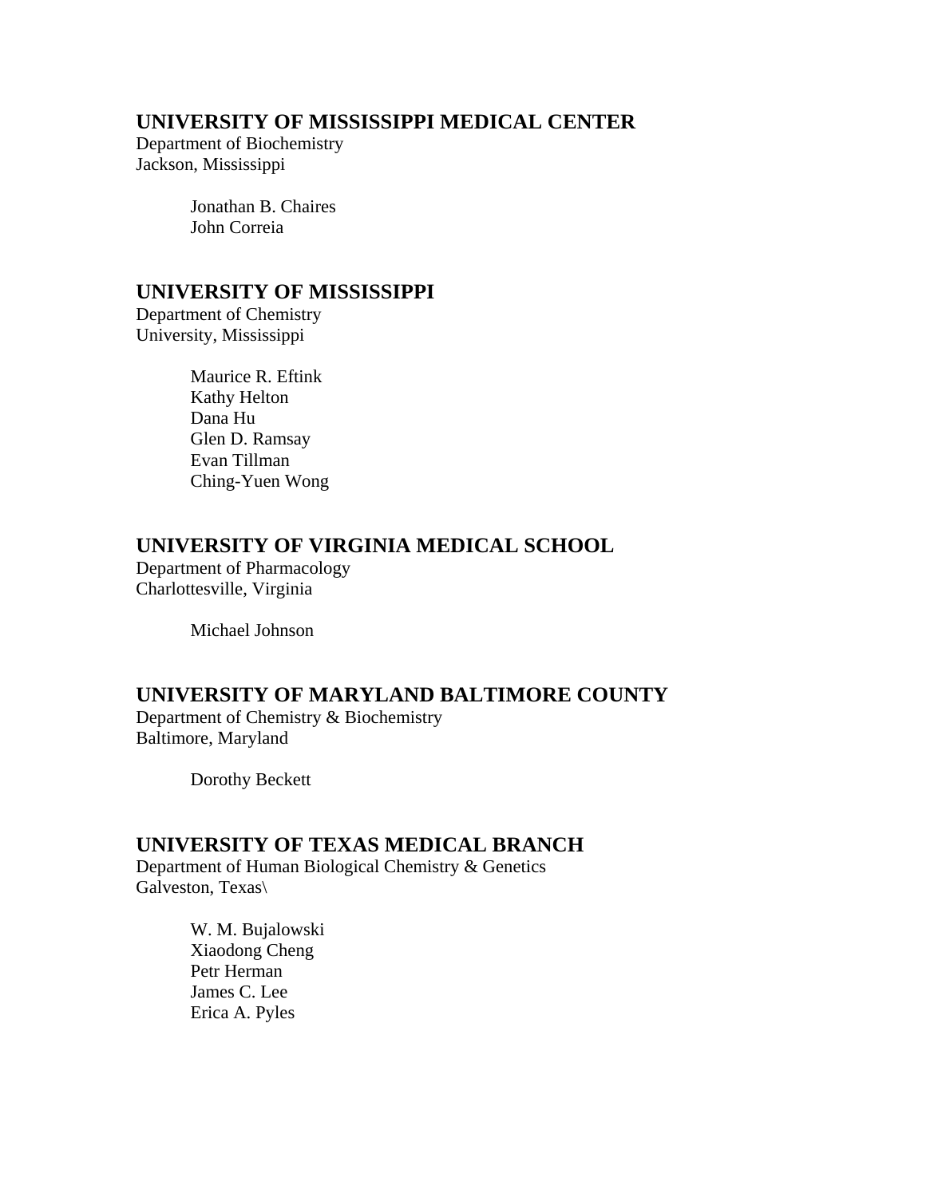## UNIVERSITY OF MISSISSIPPI MEDICAL CENTER

Department of Biochemistry
Jackson, Mississippi

- Jonathan B. Chaires
- John Correia

## UNIVERSITY OF MISSISSIPPI

Department of Chemistry
University, Mississippi

- Maurice R. Eftink
- Kathy Helton
- Dana Hu
- Glen D. Ramsay
- Evan Tillman
- Ching-Yuen Wong

## UNIVERSITY OF VIRGINIA MEDICAL SCHOOL

Department of Pharmacology
Charlottesville, Virginia

- Michael Johnson

## UNIVERSITY OF MARYLAND BALTIMORE COUNTY

Department of Chemistry & Biochemistry
Baltimore, Maryland

- Dorothy Beckett

## UNIVERSITY OF TEXAS MEDICAL BRANCH

Department of Human Biological Chemistry & Genetics
Galveston, Texas\

- W. M. Bujalowski
- Xiaodong Cheng
- Petr Herman
- James C. Lee
- Erica A. Pyles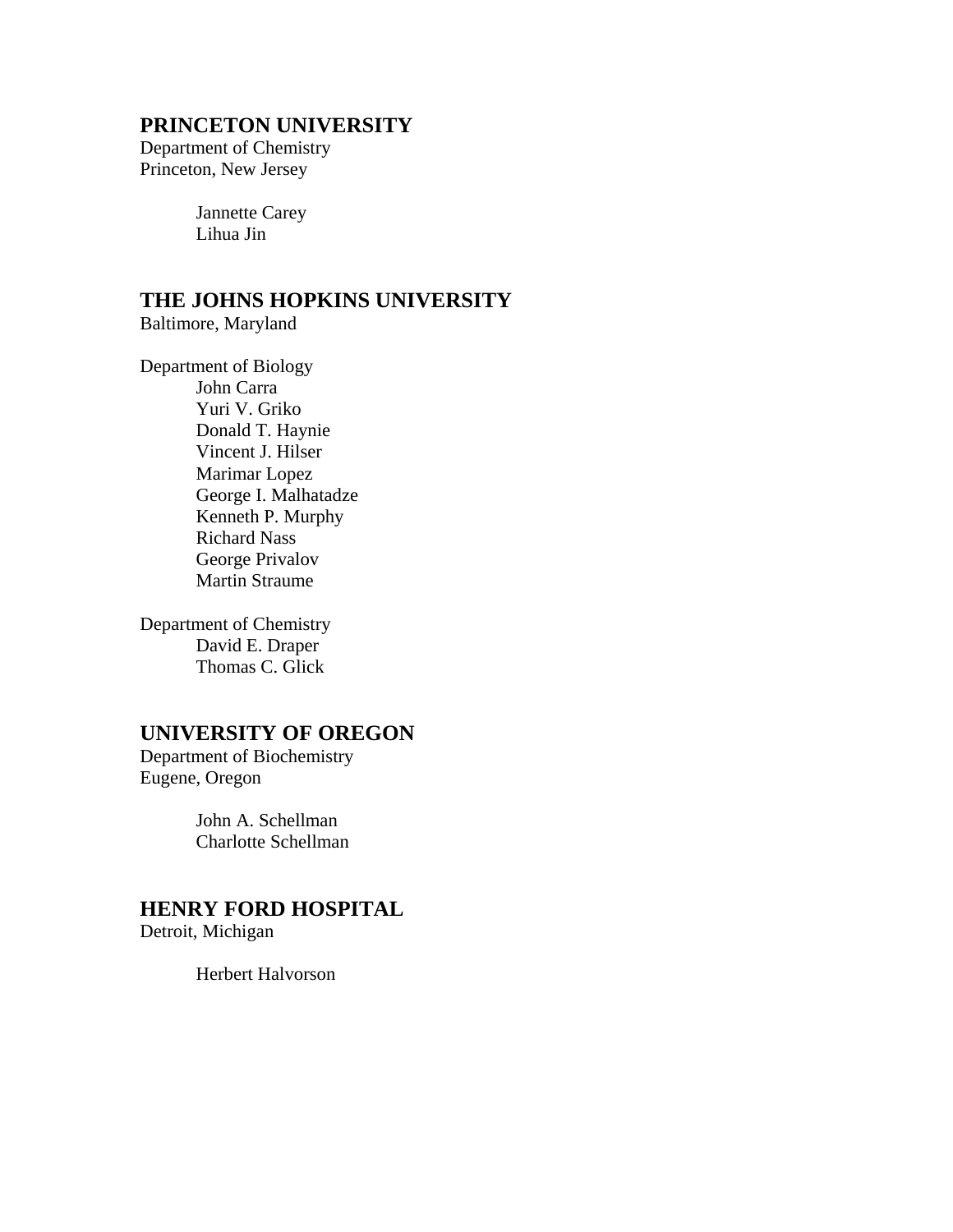## PRINCETON UNIVERSITY

Department of Chemistry
Princeton, New Jersey

- Jannette Carey
- Lihua Jin

## THE JOHNS HOPKINS UNIVERSITY

Baltimore, Maryland

Department of Biology

- John Carra
- Yuri V. Griko
- Donald T. Haynie
- Vincent J. Hilser
- Marimar Lopez
- George I. Malhatadze
- Kenneth P. Murphy
- Richard Nass
- George Privalov
- Martin Straume

Department of Chemistry

- David E. Draper
- Thomas C. Glick

## UNIVERSITY OF OREGON

Department of Biochemistry
Eugene, Oregon

- John A. Schellman
- Charlotte Schellman

## HENRY FORD HOSPITAL

Detroit, Michigan

- Herbert Halvorson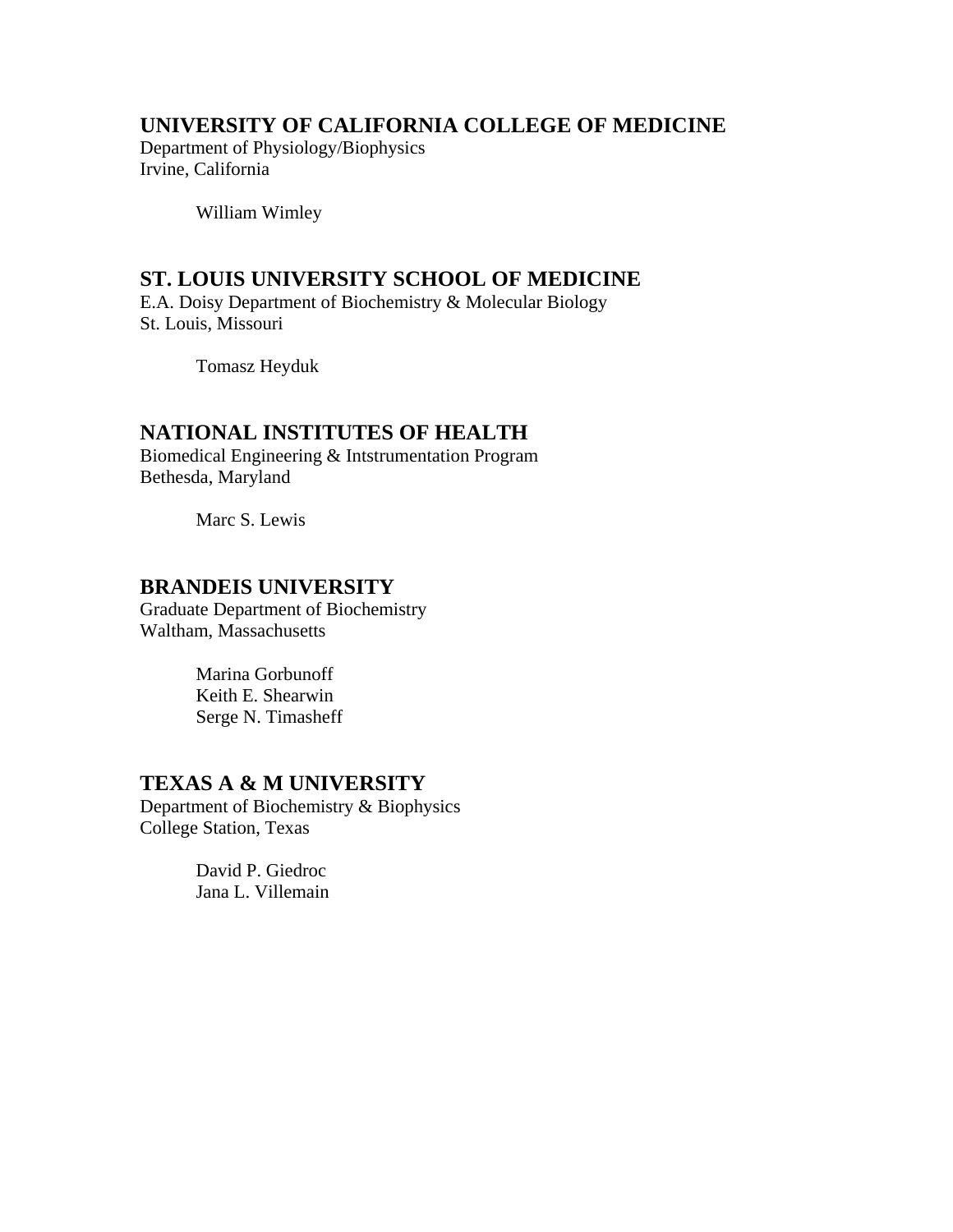## UNIVERSITY OF CALIFORNIA COLLEGE OF MEDICINE

Department of Physiology/Biophysics
Irvine, California

William Wimley

## ST. LOUIS UNIVERSITY SCHOOL OF MEDICINE

E.A. Doisy Department of Biochemistry & Molecular Biology
St. Louis, Missouri

Tomasz Heyduk

## NATIONAL INSTITUTES OF HEALTH

Biomedical Engineering & Intstrumentation Program
Bethesda, Maryland

Marc S. Lewis

## BRANDEIS UNIVERSITY

Graduate Department of Biochemistry
Waltham, Massachusetts

Marina Gorbunoff
Keith E. Shearwin
Serge N. Timasheff

## TEXAS A & M UNIVERSITY

Department of Biochemistry & Biophysics
College Station, Texas

David P. Giedroc
Jana L. Villemain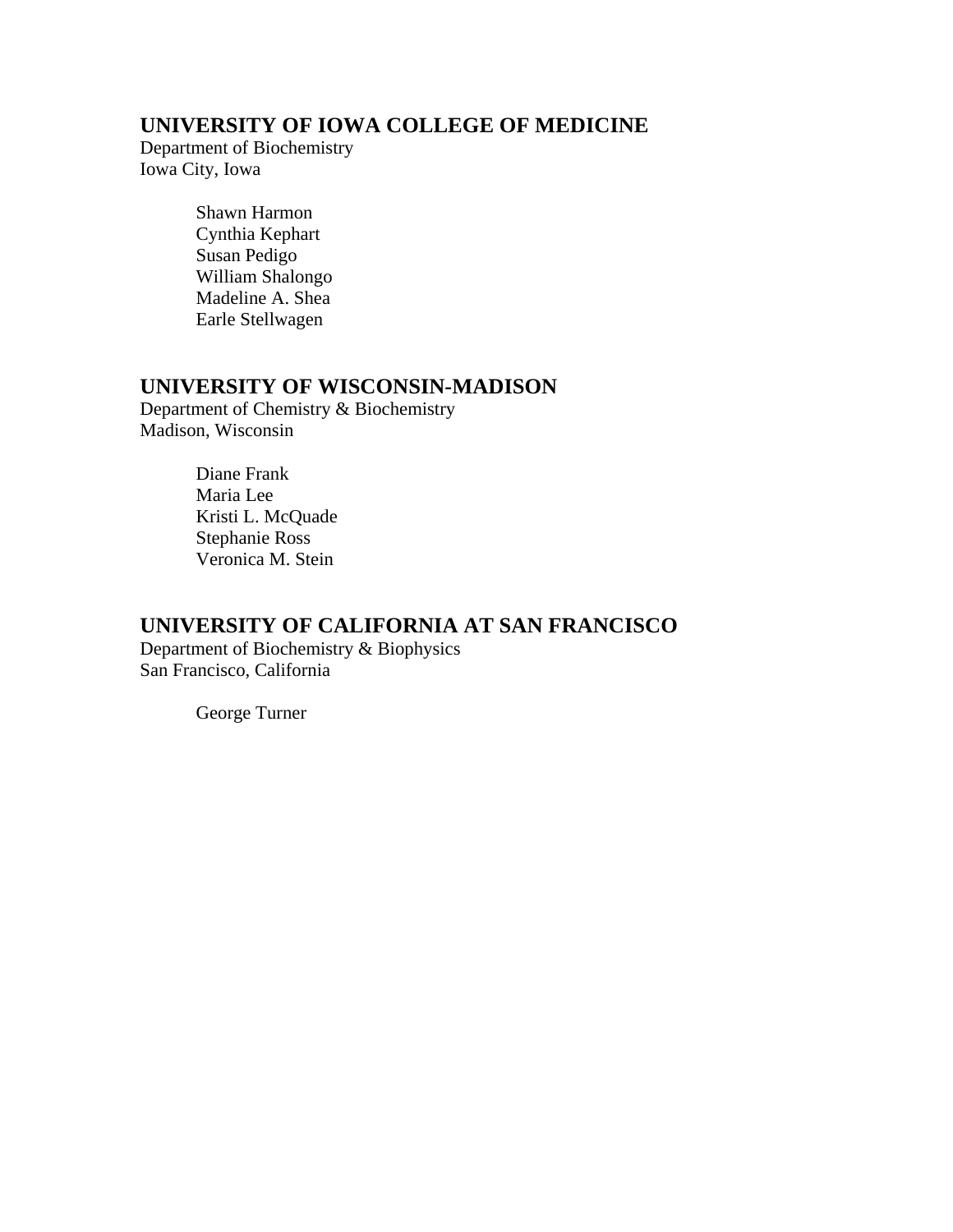## UNIVERSITY OF IOWA COLLEGE OF MEDICINE

Department of Biochemistry
Iowa City, Iowa

Shawn Harmon
Cynthia Kephart
Susan Pedigo
William Shalongo
Madeline A. Shea
Earle Stellwagen

## UNIVERSITY OF WISCONSIN-MADISON

Department of Chemistry & Biochemistry
Madison, Wisconsin

Diane Frank
Maria Lee
Kristi L. McQuade
Stephanie Ross
Veronica M. Stein

## UNIVERSITY OF CALIFORNIA AT SAN FRANCISCO

Department of Biochemistry & Biophysics
San Francisco, California

George Turner